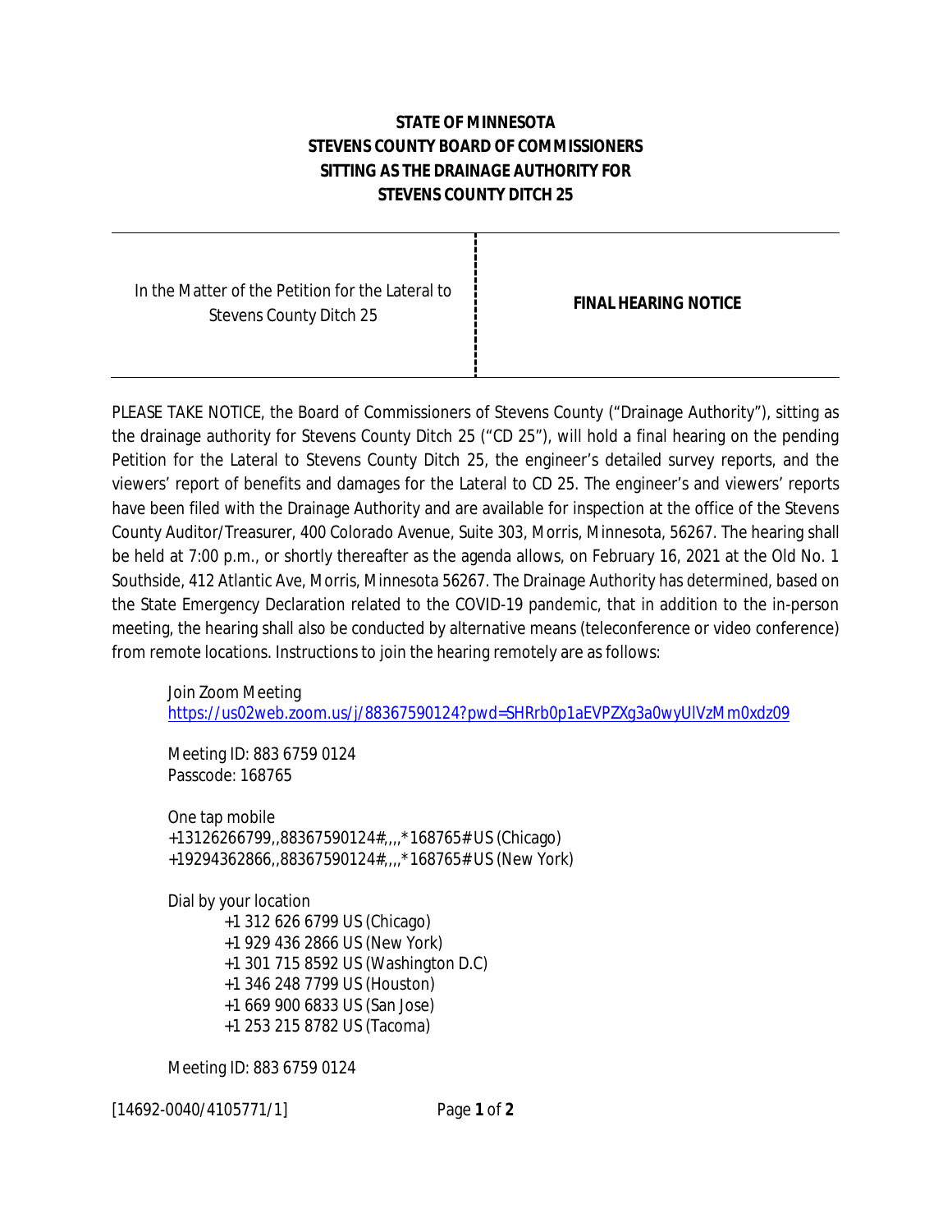**STATE OF MINNESOTA**
**STEVENS COUNTY BOARD OF COMMISSIONERS**
**SITTING AS THE DRAINAGE AUTHORITY FOR**
**STEVENS COUNTY DITCH 25**

| In the Matter of the Petition for the Lateral to Stevens County Ditch 25 | **FINAL HEARING NOTICE** |
|---|---|

PLEASE TAKE NOTICE, the Board of Commissioners of Stevens County ("Drainage Authority"), sitting as the drainage authority for Stevens County Ditch 25 ("CD 25"), will hold a final hearing on the pending Petition for the Lateral to Stevens County Ditch 25, the engineer's detailed survey reports, and the viewers' report of benefits and damages for the Lateral to CD 25. The engineer's and viewers' reports have been filed with the Drainage Authority and are available for inspection at the office of the Stevens County Auditor/Treasurer, 400 Colorado Avenue, Suite 303, Morris, Minnesota, 56267. The hearing shall be held at 7:00 p.m., or shortly thereafter as the agenda allows, on February 16, 2021 at the Old No. 1 Southside, 412 Atlantic Ave, Morris, Minnesota 56267. The Drainage Authority has determined, based on the State Emergency Declaration related to the COVID-19 pandemic, that in addition to the in-person meeting, the hearing shall also be conducted by alternative means (teleconference or video conference) from remote locations. Instructions to join the hearing remotely are as follows:

Join Zoom Meeting
https://us02web.zoom.us/j/88367590124?pwd=SHRrb0p1aEVPZXg3a0wyUlVzMm0xdz09

Meeting ID: 883 6759 0124
Passcode: 168765

One tap mobile
+13126266799,,88367590124#,,,,*168765# US (Chicago)
+19294362866,,88367590124#,,,,*168765# US (New York)

Dial by your location
- +1 312 626 6799 US (Chicago)
- +1 929 436 2866 US (New York)
- +1 301 715 8592 US (Washington D.C)
- +1 346 248 7799 US (Houston)
- +1 669 900 6833 US (San Jose)
- +1 253 215 8782 US (Tacoma)

Meeting ID: 883 6759 0124

[14692-0040/4105771/1]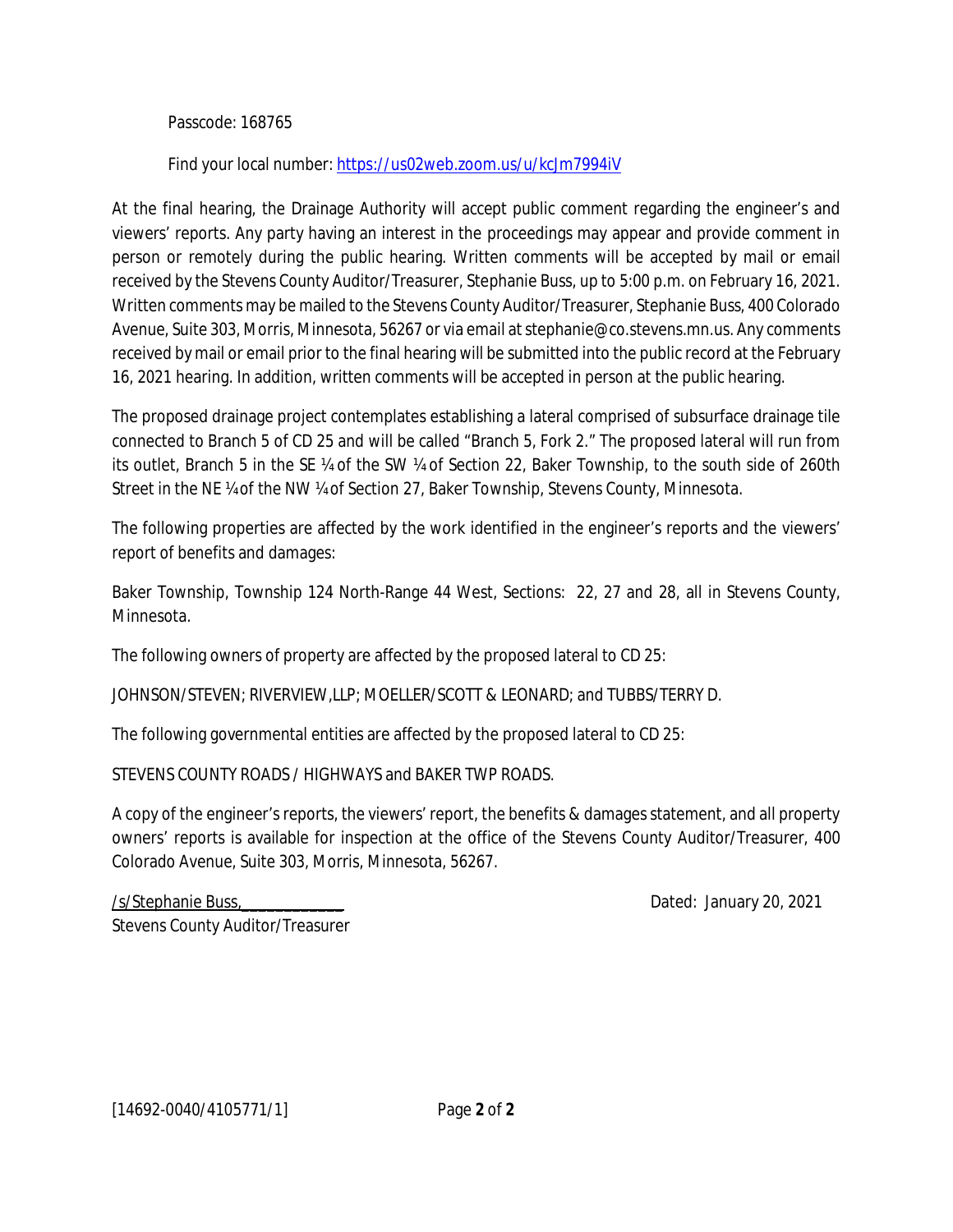Passcode: 168765

Find your local number: https://us02web.zoom.us/u/kcJm7994iV

At the final hearing, the Drainage Authority will accept public comment regarding the engineer's and viewers' reports. Any party having an interest in the proceedings may appear and provide comment in person or remotely during the public hearing. Written comments will be accepted by mail or email received by the Stevens County Auditor/Treasurer, Stephanie Buss, up to 5:00 p.m. on February 16, 2021. Written comments may be mailed to the Stevens County Auditor/Treasurer, Stephanie Buss, 400 Colorado Avenue, Suite 303, Morris, Minnesota, 56267 or via email at stephanie@co.stevens.mn.us. Any comments received by mail or email prior to the final hearing will be submitted into the public record at the February 16, 2021 hearing. In addition, written comments will be accepted in person at the public hearing.

The proposed drainage project contemplates establishing a lateral comprised of subsurface drainage tile connected to Branch 5 of CD 25 and will be called "Branch 5, Fork 2." The proposed lateral will run from its outlet, Branch 5 in the SE ¼ of the SW ¼ of Section 22, Baker Township, to the south side of 260th Street in the NE ¼ of the NW ¼ of Section 27, Baker Township, Stevens County, Minnesota.

The following properties are affected by the work identified in the engineer's reports and the viewers' report of benefits and damages:

Baker Township, Township 124 North-Range 44 West, Sections: 22, 27 and 28, all in Stevens County, Minnesota.

The following owners of property are affected by the proposed lateral to CD 25:

JOHNSON/STEVEN; RIVERVIEW,LLP; MOELLER/SCOTT & LEONARD; and TUBBS/TERRY D.

The following governmental entities are affected by the proposed lateral to CD 25:

STEVENS COUNTY ROADS / HIGHWAYS and BAKER TWP ROADS.

A copy of the engineer's reports, the viewers' report, the benefits & damages statement, and all property owners' reports is available for inspection at the office of the Stevens County Auditor/Treasurer, 400 Colorado Avenue, Suite 303, Morris, Minnesota, 56267.

/s/Stephanie Buss,____________ Dated: January 20, 2021

Stevens County Auditor/Treasurer

[14692-0040/4105771/1]